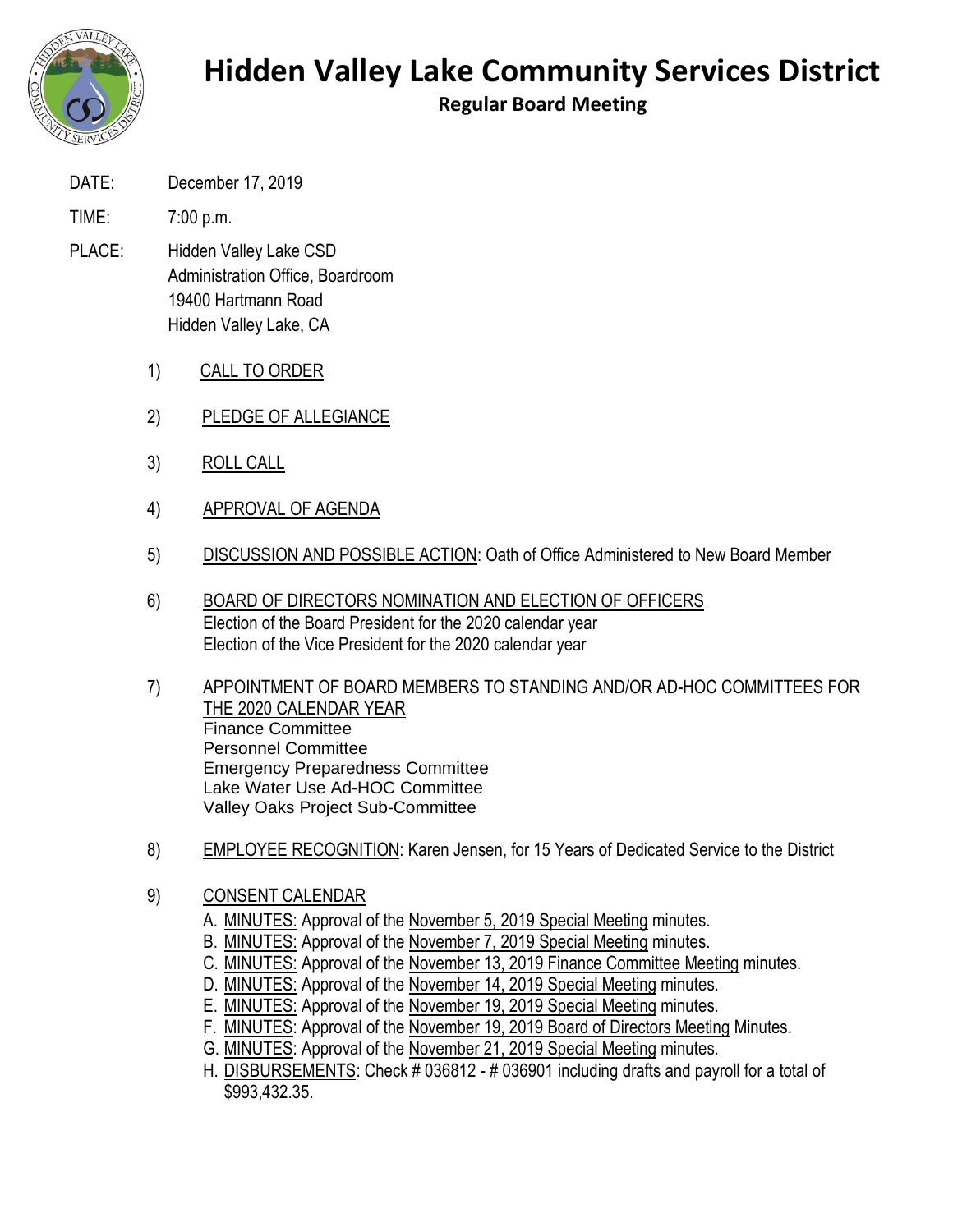# Hidden Valley Lake Community Services District

## Regular Board Meeting

DATE: December 17, 2019

TIME: 7:00 p.m.

PLACE: Hidden Valley Lake CSD
Administration Office, Boardroom
19400 Hartmann Road
Hidden Valley Lake, CA

1) CALL TO ORDER

2) PLEDGE OF ALLEGIANCE

3) ROLL CALL

4) APPROVAL OF AGENDA

5) DISCUSSION AND POSSIBLE ACTION: Oath of Office Administered to New Board Member

6) BOARD OF DIRECTORS NOMINATION AND ELECTION OF OFFICERS
Election of the Board President for the 2020 calendar year
Election of the Vice President for the 2020 calendar year

7) APPOINTMENT OF BOARD MEMBERS TO STANDING AND/OR AD-HOC COMMITTEES FOR THE 2020 CALENDAR YEAR
Finance Committee
Personnel Committee
Emergency Preparedness Committee
Lake Water Use Ad-HOC Committee
Valley Oaks Project Sub-Committee

8) EMPLOYEE RECOGNITION: Karen Jensen, for 15 Years of Dedicated Service to the District

9) CONSENT CALENDAR
   - A. MINUTES: Approval of the November 5, 2019 Special Meeting minutes.
   - B. MINUTES: Approval of the November 7, 2019 Special Meeting minutes.
   - C. MINUTES: Approval of the November 13, 2019 Finance Committee Meeting minutes.
   - D. MINUTES: Approval of the November 14, 2019 Special Meeting minutes.
   - E. MINUTES: Approval of the November 19, 2019 Special Meeting minutes.
   - F. MINUTES: Approval of the November 19, 2019 Board of Directors Meeting Minutes.
   - G. MINUTES: Approval of the November 21, 2019 Special Meeting minutes.
   - H. DISBURSEMENTS: Check # 036812 - # 036901 including drafts and payroll for a total of $993,432.35.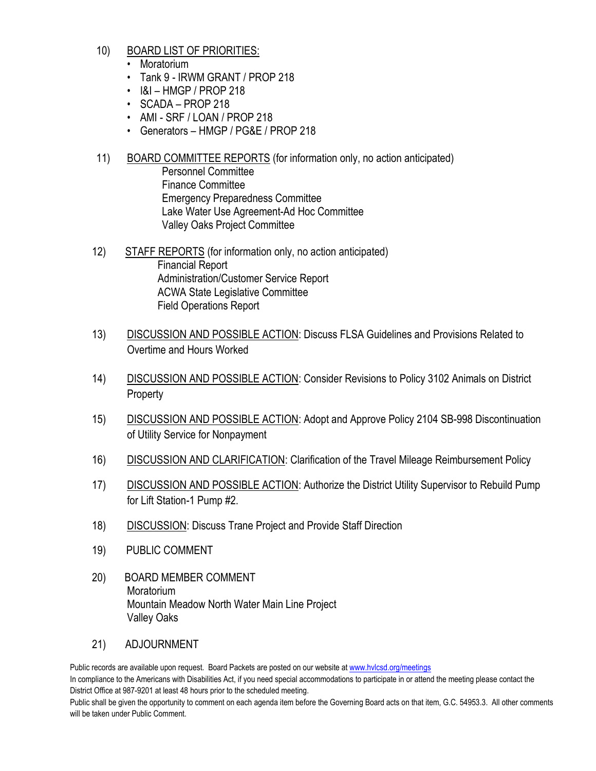10) <u>BOARD LIST OF PRIORITIES:</u>
   - Moratorium
   - Tank 9 - IRWM GRANT / PROP 218
   - I&I – HMGP / PROP 218
   - SCADA – PROP 218
   - AMI - SRF / LOAN / PROP 218
   - Generators – HMGP / PG&E / PROP 218

11) <u>BOARD COMMITTEE REPORTS</u> (for information only, no action anticipated)
   Personnel Committee
   Finance Committee
   Emergency Preparedness Committee
   Lake Water Use Agreement-Ad Hoc Committee
   Valley Oaks Project Committee

12) <u>STAFF REPORTS</u> (for information only, no action anticipated)
   Financial Report
   Administration/Customer Service Report
   ACWA State Legislative Committee
   Field Operations Report

13) <u>DISCUSSION AND POSSIBLE ACTION</u>: Discuss FLSA Guidelines and Provisions Related to Overtime and Hours Worked

14) <u>DISCUSSION AND POSSIBLE ACTION</u>: Consider Revisions to Policy 3102 Animals on District Property

15) <u>DISCUSSION AND POSSIBLE ACTION</u>: Adopt and Approve Policy 2104 SB-998 Discontinuation of Utility Service for Nonpayment

16) <u>DISCUSSION AND CLARIFICATION</u>: Clarification of the Travel Mileage Reimbursement Policy

17) <u>DISCUSSION AND POSSIBLE ACTION</u>: Authorize the District Utility Supervisor to Rebuild Pump for Lift Station-1 Pump #2.

18) <u>DISCUSSION</u>: Discuss Trane Project and Provide Staff Direction

19) PUBLIC COMMENT

20) BOARD MEMBER COMMENT
   Moratorium
   Mountain Meadow North Water Main Line Project
   Valley Oaks

21) ADJOURNMENT

Public records are available upon request. Board Packets are posted on our website at www.hvlcsd.org/meetings

In compliance to the Americans with Disabilities Act, if you need special accommodations to participate in or attend the meeting please contact the District Office at 987-9201 at least 48 hours prior to the scheduled meeting.

Public shall be given the opportunity to comment on each agenda item before the Governing Board acts on that item, G.C. 54953.3. All other comments will be taken under Public Comment.